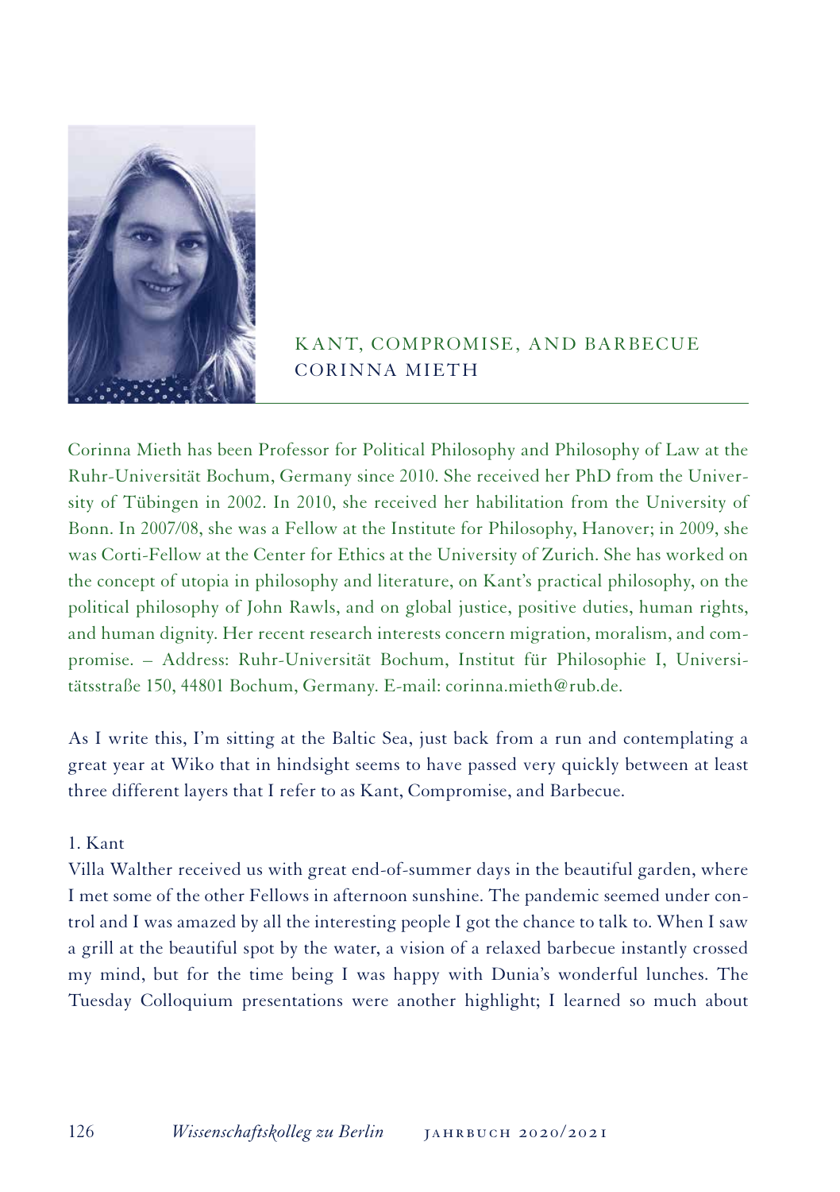# KANT, COMPROMISE, AND BARBECUE

## CORINNA MIETH

Corinna Mieth has been Professor for Political Philosophy and Philosophy of Law at the Ruhr-Universität Bochum, Germany since 2010. She received her PhD from the University of Tübingen in 2002. In 2010, she received her habilitation from the University of Bonn. In 2007/08, she was a Fellow at the Institute for Philosophy, Hanover; in 2009, she was Corti-Fellow at the Center for Ethics at the University of Zurich. She has worked on the concept of utopia in philosophy and literature, on Kant's practical philosophy, on the political philosophy of John Rawls, and on global justice, positive duties, human rights, and human dignity. Her recent research interests concern migration, moralism, and compromise. – Address: Ruhr-Universität Bochum, Institut für Philosophie I, Universitätsstraße 150, 44801 Bochum, Germany. E-mail: corinna.mieth@rub.de.

As I write this, I'm sitting at the Baltic Sea, just back from a run and contemplating a great year at Wiko that in hindsight seems to have passed very quickly between at least three different layers that I refer to as Kant, Compromise, and Barbecue.

### 1. Kant

Villa Walther received us with great end-of-summer days in the beautiful garden, where I met some of the other Fellows in afternoon sunshine. The pandemic seemed under control and I was amazed by all the interesting people I got the chance to talk to. When I saw a grill at the beautiful spot by the water, a vision of a relaxed barbecue instantly crossed my mind, but for the time being I was happy with Dunia's wonderful lunches. The Tuesday Colloquium presentations were another highlight; I learned so much about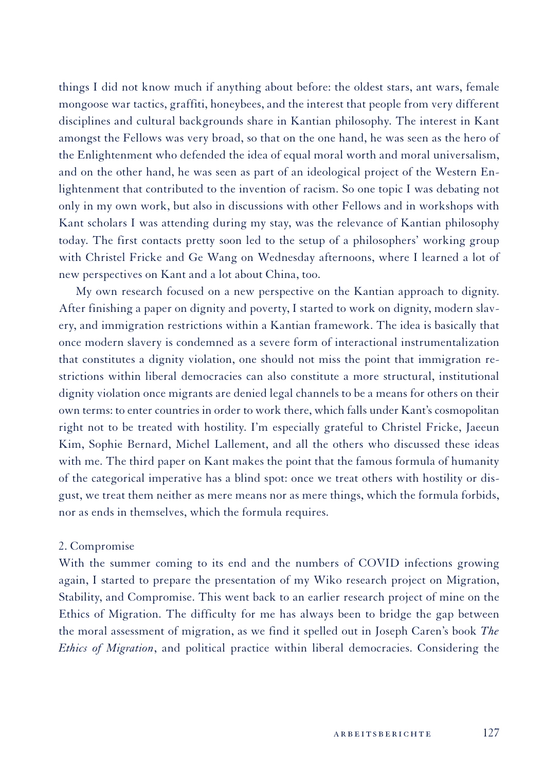things I did not know much if anything about before: the oldest stars, ant wars, female mongoose war tactics, graffiti, honeybees, and the interest that people from very different disciplines and cultural backgrounds share in Kantian philosophy. The interest in Kant amongst the Fellows was very broad, so that on the one hand, he was seen as the hero of the Enlightenment who defended the idea of equal moral worth and moral universalism, and on the other hand, he was seen as part of an ideological project of the Western Enlightenment that contributed to the invention of racism. So one topic I was debating not only in my own work, but also in discussions with other Fellows and in workshops with Kant scholars I was attending during my stay, was the relevance of Kantian philosophy today. The first contacts pretty soon led to the setup of a philosophers' working group with Christel Fricke and Ge Wang on Wednesday afternoons, where I learned a lot of new perspectives on Kant and a lot about China, too.

My own research focused on a new perspective on the Kantian approach to dignity. After finishing a paper on dignity and poverty, I started to work on dignity, modern slavery, and immigration restrictions within a Kantian framework. The idea is basically that once modern slavery is condemned as a severe form of interactional instrumentalization that constitutes a dignity violation, one should not miss the point that immigration restrictions within liberal democracies can also constitute a more structural, institutional dignity violation once migrants are denied legal channels to be a means for others on their own terms: to enter countries in order to work there, which falls under Kant's cosmopolitan right not to be treated with hostility. I'm especially grateful to Christel Fricke, Jaeeun Kim, Sophie Bernard, Michel Lallement, and all the others who discussed these ideas with me. The third paper on Kant makes the point that the famous formula of humanity of the categorical imperative has a blind spot: once we treat others with hostility or disgust, we treat them neither as mere means nor as mere things, which the formula forbids, nor as ends in themselves, which the formula requires.

2. Compromise

With the summer coming to its end and the numbers of COVID infections growing again, I started to prepare the presentation of my Wiko research project on Migration, Stability, and Compromise. This went back to an earlier research project of mine on the Ethics of Migration. The difficulty for me has always been to bridge the gap between the moral assessment of migration, as we find it spelled out in Joseph Caren's book *The Ethics of Migration*, and political practice within liberal democracies. Considering the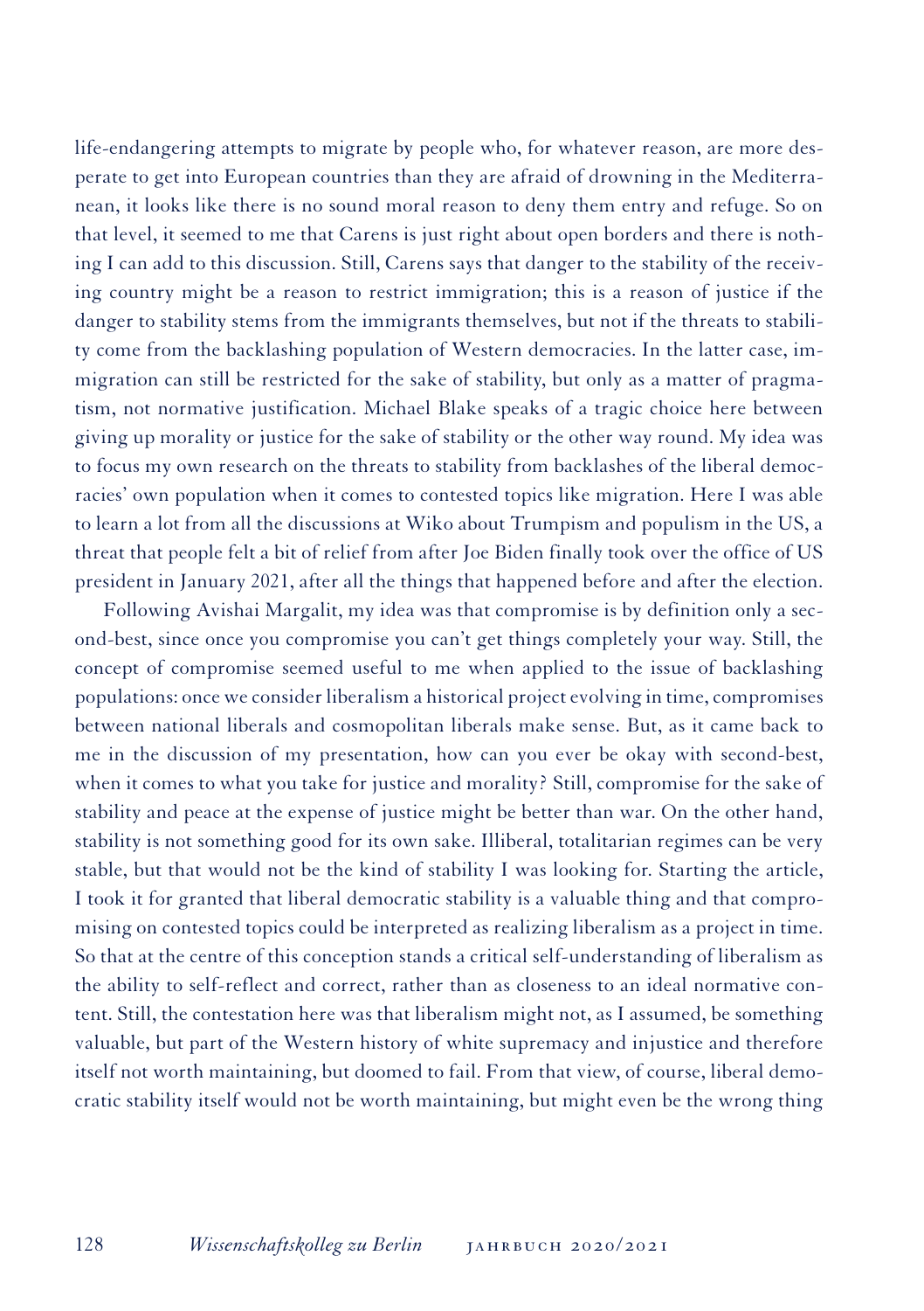life-endangering attempts to migrate by people who, for whatever reason, are more desperate to get into European countries than they are afraid of drowning in the Mediterranean, it looks like there is no sound moral reason to deny them entry and refuge. So on that level, it seemed to me that Carens is just right about open borders and there is nothing I can add to this discussion. Still, Carens says that danger to the stability of the receiving country might be a reason to restrict immigration; this is a reason of justice if the danger to stability stems from the immigrants themselves, but not if the threats to stability come from the backlashing population of Western democracies. In the latter case, immigration can still be restricted for the sake of stability, but only as a matter of pragmatism, not normative justification. Michael Blake speaks of a tragic choice here between giving up morality or justice for the sake of stability or the other way round. My idea was to focus my own research on the threats to stability from backlashes of the liberal democracies' own population when it comes to contested topics like migration. Here I was able to learn a lot from all the discussions at Wiko about Trumpism and populism in the US, a threat that people felt a bit of relief from after Joe Biden finally took over the office of US president in January 2021, after all the things that happened before and after the election.

Following Avishai Margalit, my idea was that compromise is by definition only a second-best, since once you compromise you can't get things completely your way. Still, the concept of compromise seemed useful to me when applied to the issue of backlashing populations: once we consider liberalism a historical project evolving in time, compromises between national liberals and cosmopolitan liberals make sense. But, as it came back to me in the discussion of my presentation, how can you ever be okay with second-best, when it comes to what you take for justice and morality? Still, compromise for the sake of stability and peace at the expense of justice might be better than war. On the other hand, stability is not something good for its own sake. Illiberal, totalitarian regimes can be very stable, but that would not be the kind of stability I was looking for. Starting the article, I took it for granted that liberal democratic stability is a valuable thing and that compromising on contested topics could be interpreted as realizing liberalism as a project in time. So that at the centre of this conception stands a critical self-understanding of liberalism as the ability to self-reflect and correct, rather than as closeness to an ideal normative content. Still, the contestation here was that liberalism might not, as I assumed, be something valuable, but part of the Western history of white supremacy and injustice and therefore itself not worth maintaining, but doomed to fail. From that view, of course, liberal democratic stability itself would not be worth maintaining, but might even be the wrong thing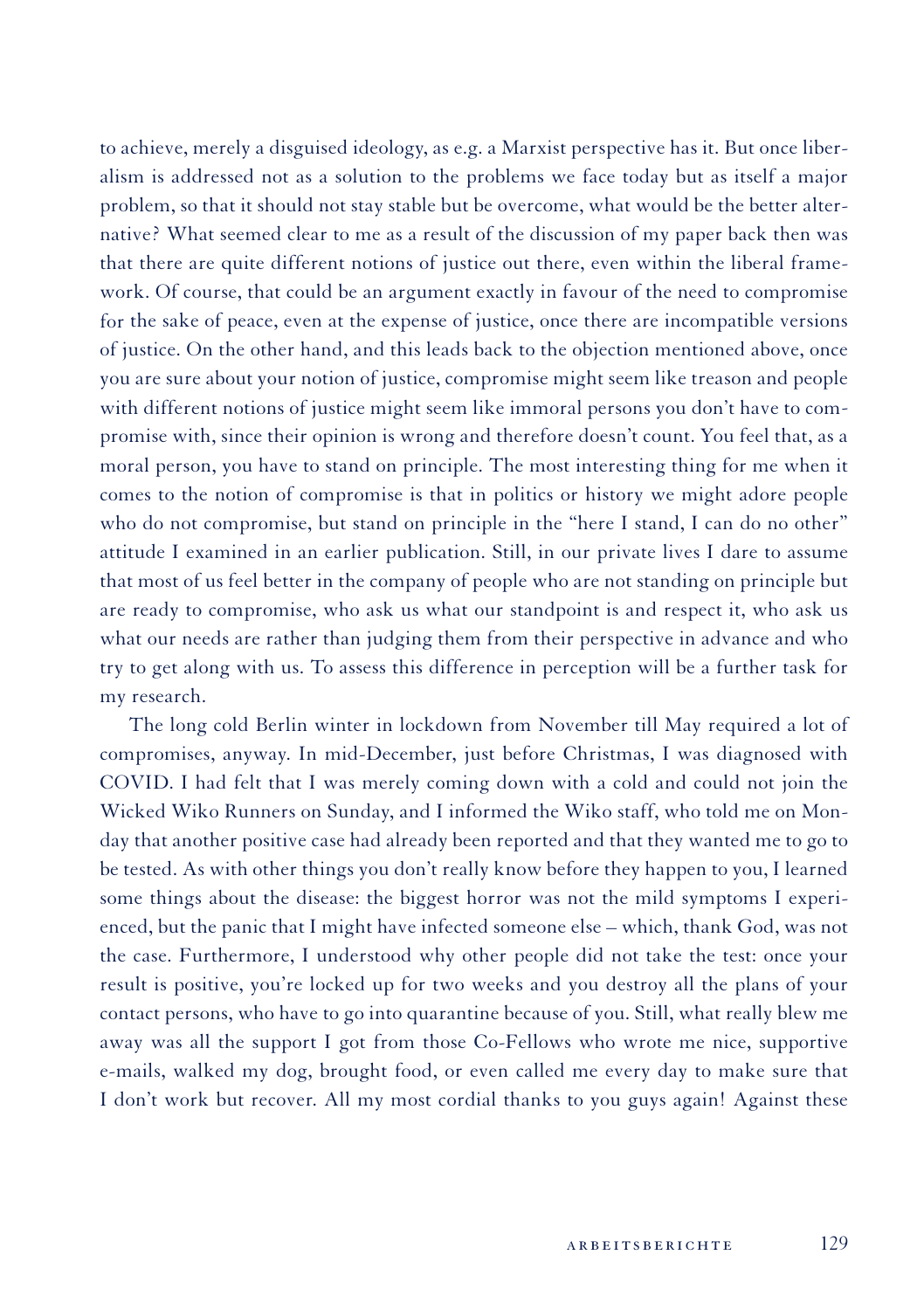to achieve, merely a disguised ideology, as e.g. a Marxist perspective has it. But once liberalism is addressed not as a solution to the problems we face today but as itself a major problem, so that it should not stay stable but be overcome, what would be the better alternative? What seemed clear to me as a result of the discussion of my paper back then was that there are quite different notions of justice out there, even within the liberal framework. Of course, that could be an argument exactly in favour of the need to compromise for the sake of peace, even at the expense of justice, once there are incompatible versions of justice. On the other hand, and this leads back to the objection mentioned above, once you are sure about your notion of justice, compromise might seem like treason and people with different notions of justice might seem like immoral persons you don't have to compromise with, since their opinion is wrong and therefore doesn't count. You feel that, as a moral person, you have to stand on principle. The most interesting thing for me when it comes to the notion of compromise is that in politics or history we might adore people who do not compromise, but stand on principle in the "here I stand, I can do no other" attitude I examined in an earlier publication. Still, in our private lives I dare to assume that most of us feel better in the company of people who are not standing on principle but are ready to compromise, who ask us what our standpoint is and respect it, who ask us what our needs are rather than judging them from their perspective in advance and who try to get along with us. To assess this difference in perception will be a further task for my research.

The long cold Berlin winter in lockdown from November till May required a lot of compromises, anyway. In mid-December, just before Christmas, I was diagnosed with COVID. I had felt that I was merely coming down with a cold and could not join the Wicked Wiko Runners on Sunday, and I informed the Wiko staff, who told me on Monday that another positive case had already been reported and that they wanted me to go to be tested. As with other things you don't really know before they happen to you, I learned some things about the disease: the biggest horror was not the mild symptoms I experienced, but the panic that I might have infected someone else – which, thank God, was not the case. Furthermore, I understood why other people did not take the test: once your result is positive, you're locked up for two weeks and you destroy all the plans of your contact persons, who have to go into quarantine because of you. Still, what really blew me away was all the support I got from those Co-Fellows who wrote me nice, supportive e-mails, walked my dog, brought food, or even called me every day to make sure that I don't work but recover. All my most cordial thanks to you guys again! Against these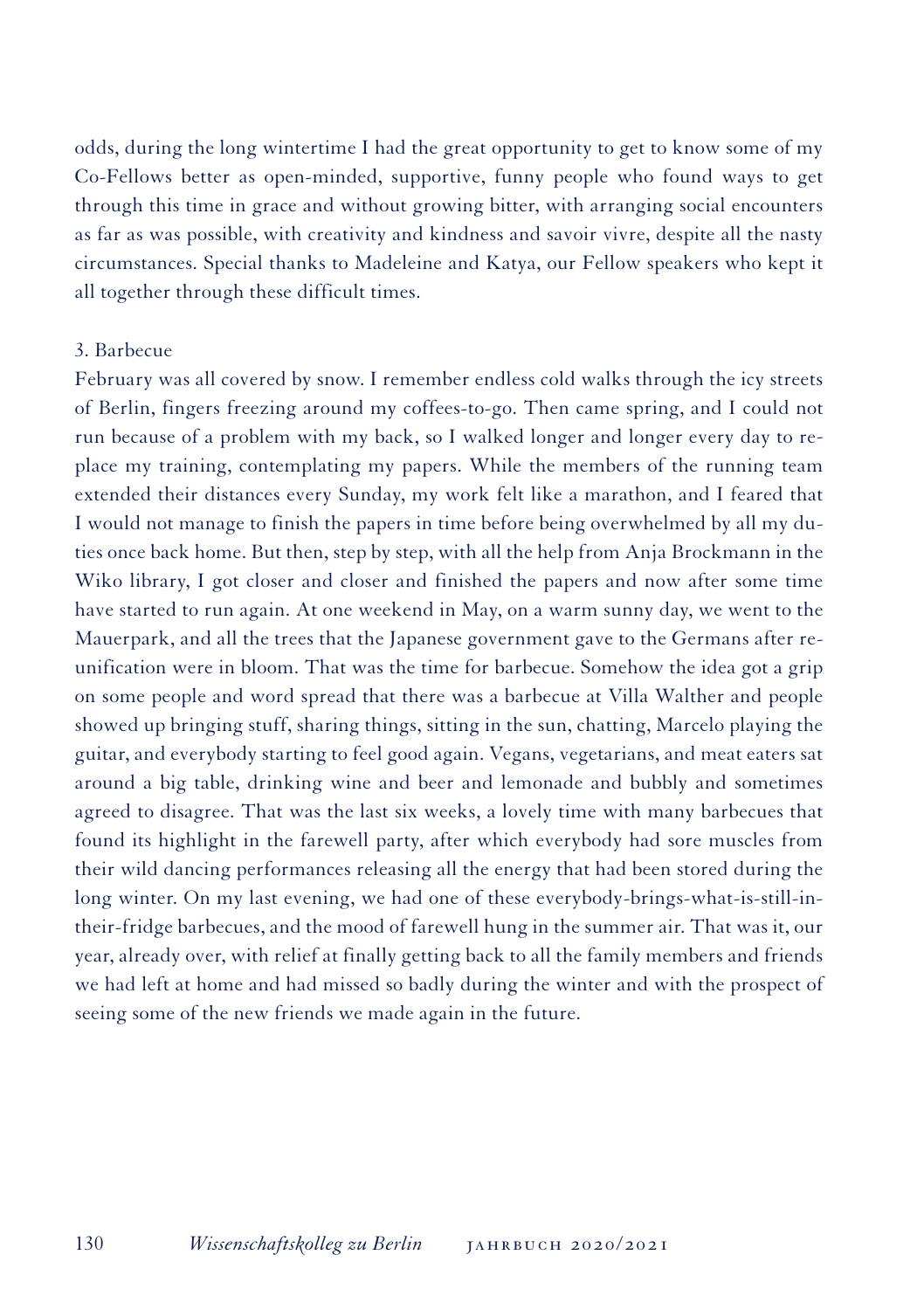odds, during the long wintertime I had the great opportunity to get to know some of my Co-Fellows better as open-minded, supportive, funny people who found ways to get through this time in grace and without growing bitter, with arranging social encounters as far as was possible, with creativity and kindness and savoir vivre, despite all the nasty circumstances. Special thanks to Madeleine and Katya, our Fellow speakers who kept it all together through these difficult times.

3. Barbecue

February was all covered by snow. I remember endless cold walks through the icy streets of Berlin, fingers freezing around my coffees-to-go. Then came spring, and I could not run because of a problem with my back, so I walked longer and longer every day to replace my training, contemplating my papers. While the members of the running team extended their distances every Sunday, my work felt like a marathon, and I feared that I would not manage to finish the papers in time before being overwhelmed by all my duties once back home. But then, step by step, with all the help from Anja Brockmann in the Wiko library, I got closer and closer and finished the papers and now after some time have started to run again. At one weekend in May, on a warm sunny day, we went to the Mauerpark, and all the trees that the Japanese government gave to the Germans after reunification were in bloom. That was the time for barbecue. Somehow the idea got a grip on some people and word spread that there was a barbecue at Villa Walther and people showed up bringing stuff, sharing things, sitting in the sun, chatting, Marcelo playing the guitar, and everybody starting to feel good again. Vegans, vegetarians, and meat eaters sat around a big table, drinking wine and beer and lemonade and bubbly and sometimes agreed to disagree. That was the last six weeks, a lovely time with many barbecues that found its highlight in the farewell party, after which everybody had sore muscles from their wild dancing performances releasing all the energy that had been stored during the long winter. On my last evening, we had one of these everybody-brings-what-is-still-in-their-fridge barbecues, and the mood of farewell hung in the summer air. That was it, our year, already over, with relief at finally getting back to all the family members and friends we had left at home and had missed so badly during the winter and with the prospect of seeing some of the new friends we made again in the future.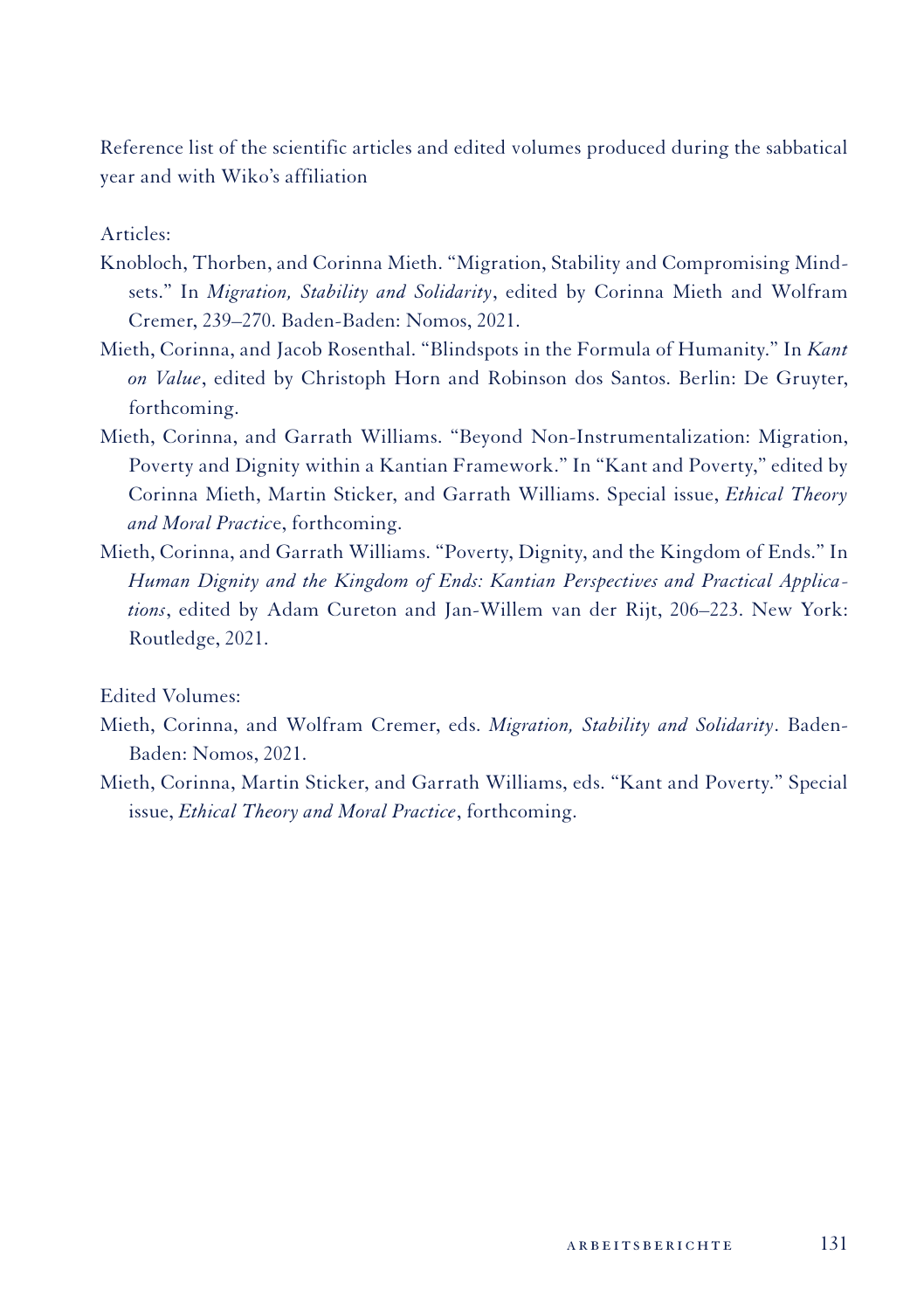Reference list of the scientific articles and edited volumes produced during the sabbatical year and with Wiko's affiliation

Articles:

Knobloch, Thorben, and Corinna Mieth. "Migration, Stability and Compromising Mindsets." In *Migration, Stability and Solidarity*, edited by Corinna Mieth and Wolfram Cremer, 239–270. Baden-Baden: Nomos, 2021.

Mieth, Corinna, and Jacob Rosenthal. "Blindspots in the Formula of Humanity." In *Kant on Value*, edited by Christoph Horn and Robinson dos Santos. Berlin: De Gruyter, forthcoming.

Mieth, Corinna, and Garrath Williams. "Beyond Non-Instrumentalization: Migration, Poverty and Dignity within a Kantian Framework." In "Kant and Poverty," edited by Corinna Mieth, Martin Sticker, and Garrath Williams. Special issue, *Ethical Theory and Moral Practice*, forthcoming.

Mieth, Corinna, and Garrath Williams. "Poverty, Dignity, and the Kingdom of Ends." In *Human Dignity and the Kingdom of Ends: Kantian Perspectives and Practical Applications*, edited by Adam Cureton and Jan-Willem van der Rijt, 206–223. New York: Routledge, 2021.

Edited Volumes:

Mieth, Corinna, and Wolfram Cremer, eds. *Migration, Stability and Solidarity*. Baden-Baden: Nomos, 2021.

Mieth, Corinna, Martin Sticker, and Garrath Williams, eds. "Kant and Poverty." Special issue, *Ethical Theory and Moral Practice*, forthcoming.